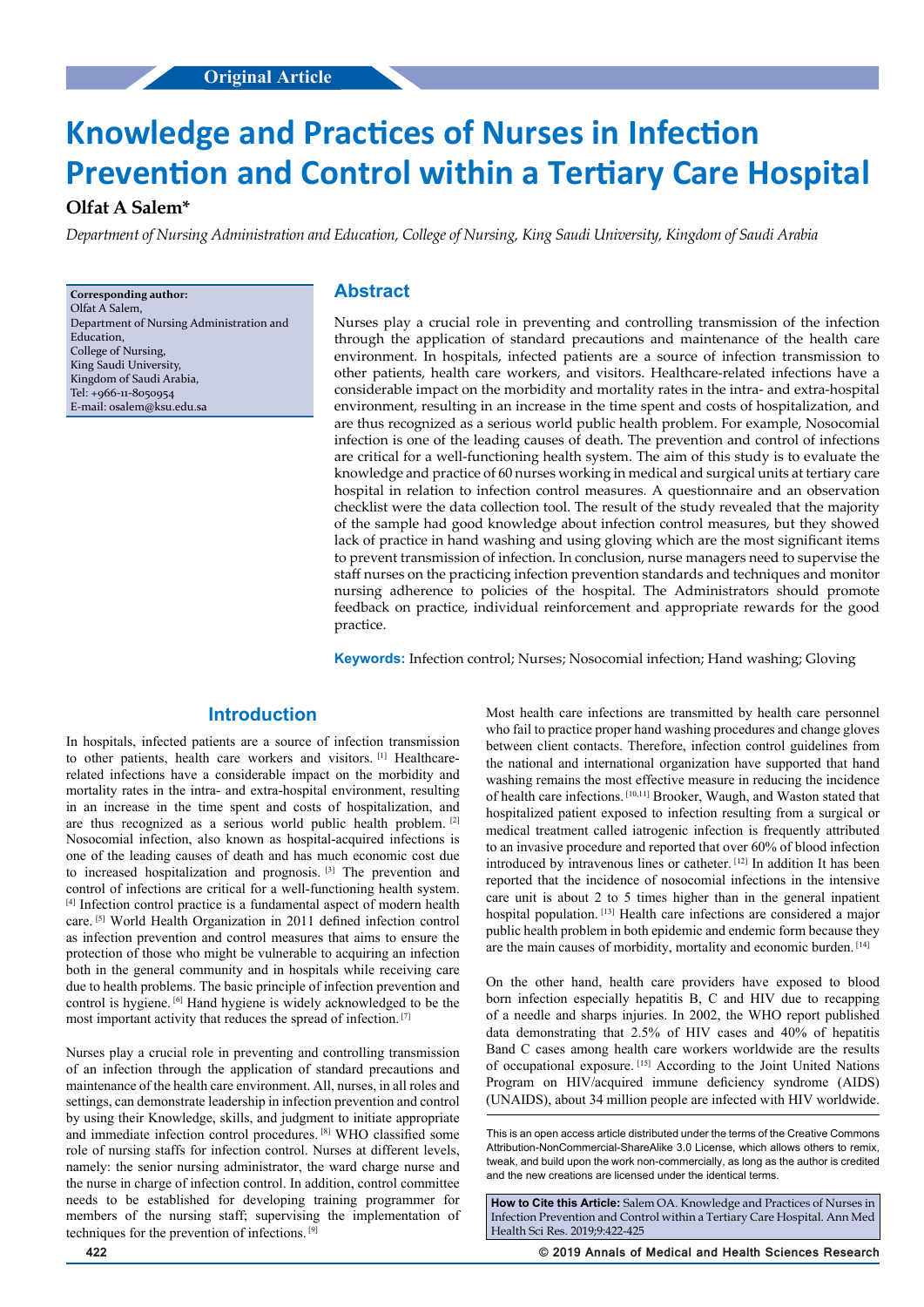Original Article

# Knowledge and Practices of Nurses in Infection Prevention and Control within a Tertiary Care Hospital

**Olfat A Salem***

*Department of Nursing Administration and Education, College of Nursing, King Saudi University, Kingdom of Saudi Arabia*

**Corresponding author:**
Olfat A Salem,
Department of Nursing Administration and Education,
College of Nursing,
King Saudi University,
Kingdom of Saudi Arabia,
Tel: +966-11-8050954
E-mail: osalem@ksu.edu.sa

## Abstract

Nurses play a crucial role in preventing and controlling transmission of the infection through the application of standard precautions and maintenance of the health care environment. In hospitals, infected patients are a source of infection transmission to other patients, health care workers, and visitors. Healthcare-related infections have a considerable impact on the morbidity and mortality rates in the intra- and extra-hospital environment, resulting in an increase in the time spent and costs of hospitalization, and are thus recognized as a serious world public health problem. For example, Nosocomial infection is one of the leading causes of death. The prevention and control of infections are critical for a well-functioning health system. The aim of this study is to evaluate the knowledge and practice of 60 nurses working in medical and surgical units at tertiary care hospital in relation to infection control measures. A questionnaire and an observation checklist were the data collection tool. The result of the study revealed that the majority of the sample had good knowledge about infection control measures, but they showed lack of practice in hand washing and using gloving which are the most significant times to prevent transmission of infection. In conclusion, nurse managers need to supervise the staff nurses on the practicing infection prevention standards and techniques and monitor nursing adherence to policies of the hospital. The Administrators should promote feedback on practice, individual reinforcement and appropriate rewards for the good practice.

**Keywords:** Infection control; Nurses; Nosocomial infection; Hand washing; Gloving

## Introduction

In hospitals, infected patients are a source of infection transmission to other patients, health care workers and visitors. [1] Healthcare-related infections have a considerable impact on the morbidity and mortality rates in the intra- and extra-hospital environment, resulting in an increase in the time spent and costs of hospitalization, and are thus recognized as a serious world public health problem. [2] Nosocomial infection, also known as hospital-acquired infections is one of the leading causes of death and has much economic cost due to increased hospitalization and prognosis. [3] The prevention and control of infections are critical for a well-functioning health system. [4] Infection control practice is a fundamental aspect of modern health care. [5] World Health Organization in 2011 defined infection control as infection prevention and control measures that aims to ensure the protection of those who might be vulnerable to acquiring an infection both in the general community and in hospitals while receiving care due to health problems. The basic principle of infection prevention and control is hygiene. [6] Hand hygiene is widely acknowledged to be the most important activity that reduces the spread of infection. [7]

Nurses play a crucial role in preventing and controlling transmission of an infection through the application of standard precautions and maintenance of the health care environment. All, nurses, in all roles and settings, can demonstrate leadership in infection prevention and control by using their Knowledge, skills, and judgment to initiate appropriate and immediate infection control procedures. [8] WHO classified some role of nursing staffs for infection control. Nurses at different levels, namely: the senior nursing administrator, the ward charge nurse and the nurse in charge of infection control. In addition, control committee needs to be established for developing training programmer for members of the nursing staff; supervising the implementation of techniques for the prevention of infections. [9]

Most health care infections are transmitted by health care personnel who fail to practice proper hand washing procedures and change gloves between client contacts. Therefore, infection control guidelines from the national and international organization have supported that hand washing remains the most effective measure in reducing the incidence of health care infections. [10,11] Brooker, Waugh, and Waston stated that hospitalized patient exposed to infection resulting from a surgical or medical treatment called iatrogenic infection is frequently attributed to an invasive procedure and reported that over 60% of blood infection introduced by intravenous lines or catheter. [12] In addition It has been reported that the incidence of nosocomial infections in the intensive care unit is about 2 to 5 times higher than in the general inpatient hospital population. [13] Health care infections are considered a major public health problem in both epidemic and endemic form because they are the main causes of morbidity, mortality and economic burden. [14]

On the other hand, health care providers have exposed to blood born infection especially hepatitis B, C and HIV due to recapping of a needle and sharps injuries. In 2002, the WHO report published data demonstrating that 2.5% of HIV cases and 40% of hepatitis Band C cases among health care workers worldwide are the results of occupational exposure. [15] According to the Joint United Nations Program on HIV/acquired immune deficiency syndrome (AIDS) (UNAIDS), about 34 million people are infected with HIV worldwide.

This is an open access article distributed under the terms of the Creative Commons Attribution-NonCommercial-ShareAlike 3.0 License, which allows others to remix, tweak, and build upon the work non-commercially, as long as the author is credited and the new creations are licensed under the identical terms.

**How to Cite this Article:** Salem OA. Knowledge and Practices of Nurses in Infection Prevention and Control within a Tertiary Care Hospital. Ann Med Health Sci Res. 2019;9:422-425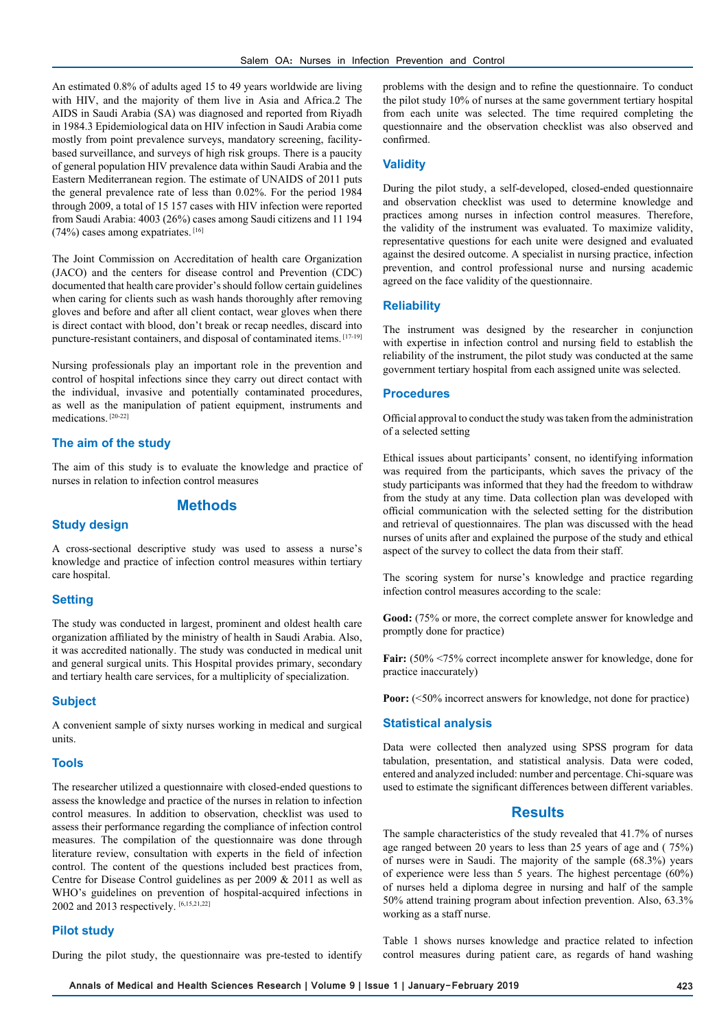An estimated 0.8% of adults aged 15 to 49 years worldwide are living with HIV, and the majority of them live in Asia and Africa.2 The AIDS in Saudi Arabia (SA) was diagnosed and reported from Riyadh in 1984.3 Epidemiological data on HIV infection in Saudi Arabia come mostly from point prevalence surveys, mandatory screening, facility-based surveillance, and surveys of high risk groups. There is a paucity of general population HIV prevalence data within Saudi Arabia and the Eastern Mediterranean region. The estimate of UNAIDS of 2011 puts the general prevalence rate of less than 0.02%. For the period 1984 through 2009, a total of 15 157 cases with HIV infection were reported from Saudi Arabia: 4003 (26%) cases among Saudi citizens and 11 194 (74%) cases among expatriates.[16]

The Joint Commission on Accreditation of health care Organization (JACO) and the centers for disease control and Prevention (CDC) documented that health care provider's should follow certain guidelines when caring for clients such as wash hands thoroughly after removing gloves and before and after all client contact, wear gloves when there is direct contact with blood, don't break or recap needles, discard into puncture-resistant containers, and disposal of contaminated items.[17-19]

Nursing professionals play an important role in the prevention and control of hospital infections since they carry out direct contact with the individual, invasive and potentially contaminated procedures, as well as the manipulation of patient equipment, instruments and medications.[20-22]

### The aim of the study

The aim of this study is to evaluate the knowledge and practice of nurses in relation to infection control measures

## Methods

### Study design

A cross-sectional descriptive study was used to assess a nurse's knowledge and practice of infection control measures within tertiary care hospital.

### Setting

The study was conducted in largest, prominent and oldest health care organization affiliated by the ministry of health in Saudi Arabia. Also, it was accredited nationally. The study was conducted in medical unit and general surgical units. This Hospital provides primary, secondary and tertiary health care services, for a multiplicity of specialization.

### Subject

A convenient sample of sixty nurses working in medical and surgical units.

### Tools

The researcher utilized a questionnaire with closed-ended questions to assess the knowledge and practice of the nurses in relation to infection control measures. In addition to observation, checklist was used to assess their performance regarding the compliance of infection control measures. The compilation of the questionnaire was done through literature review, consultation with experts in the field of infection control. The content of the questions included best practices from, Centre for Disease Control guidelines as per 2009 & 2011 as well as WHO's guidelines on prevention of hospital-acquired infections in 2002 and 2013 respectively.[6,15,21,22]

### Pilot study

During the pilot study, the questionnaire was pre-tested to identify problems with the design and to refine the questionnaire. To conduct the pilot study 10% of nurses at the same government tertiary hospital from each unite was selected. The time required completing the questionnaire and the observation checklist was also observed and confirmed.

### Validity

During the pilot study, a self-developed, closed-ended questionnaire and observation checklist was used to determine knowledge and practices among nurses in infection control measures. Therefore, the validity of the instrument was evaluated. To maximize validity, representative questions for each unite were designed and evaluated against the desired outcome. A specialist in nursing practice, infection prevention, and control professional nurse and nursing academic agreed on the face validity of the questionnaire.

### Reliability

The instrument was designed by the researcher in conjunction with expertise in infection control and nursing field to establish the reliability of the instrument, the pilot study was conducted at the same government tertiary hospital from each assigned unite was selected.

### Procedures

Official approval to conduct the study was taken from the administration of a selected setting

Ethical issues about participants' consent, no identifying information was required from the participants, which saves the privacy of the study participants was informed that they had the freedom to withdraw from the study at any time. Data collection plan was developed with official communication with the selected setting for the distribution and retrieval of questionnaires. The plan was discussed with the head nurses of units after and explained the purpose of the study and ethical aspect of the survey to collect the data from their staff.

The scoring system for nurse's knowledge and practice regarding infection control measures according to the scale:

**Good:** (75% or more, the correct complete answer for knowledge and promptly done for practice)

**Fair:** (50% <75% correct incomplete answer for knowledge, done for practice inaccurately)

**Poor:** (<50% incorrect answers for knowledge, not done for practice)

### Statistical analysis

Data were collected then analyzed using SPSS program for data tabulation, presentation, and statistical analysis. Data were coded, entered and analyzed included: number and percentage. Chi-square was used to estimate the significant differences between different variables.

## Results

The sample characteristics of the study revealed that 41.7% of nurses age ranged between 20 years to less than 25 years of age and ( 75%) of nurses were in Saudi. The majority of the sample (68.3%) years of experience were less than 5 years. The highest percentage (60%) of nurses held a diploma degree in nursing and half of the sample 50% attend training program about infection prevention. Also, 63.3% working as a staff nurse.

Table 1 shows nurses knowledge and practice related to infection control measures during patient care, as regards of hand washing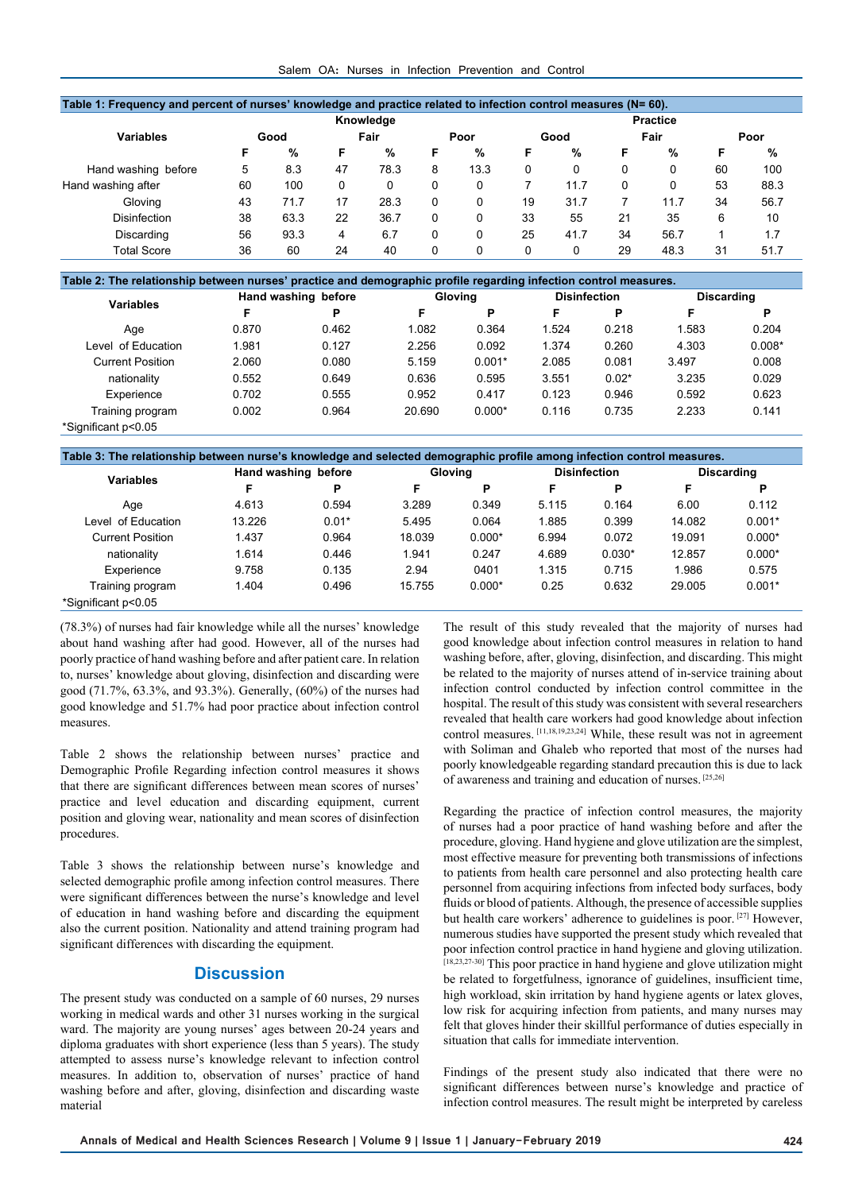**Table 1: Frequency and percent of nurses' knowledge and practice related to infection control measures (N= 60).**

| Variables | Knowledge | | | | | | Practice | | | | | |
|---|---|---|---|---|---|---|---|---|---|---|---|---|
| | Good | | Fair | | Poor | | Good | | Fair | | Poor | |
| | F | % | F | % | F | % | F | % | F | % | F | % |
| Hand washing before | 5 | 8.3 | 47 | 78.3 | 8 | 13.3 | 0 | 0 | 0 | 0 | 60 | 100 |
| Hand washing after | 60 | 100 | 0 | 0 | 0 | 0 | 7 | 11.7 | 0 | 0 | 53 | 88.3 |
| Gloving | 43 | 71.7 | 17 | 28.3 | 0 | 0 | 19 | 31.7 | 7 | 11.7 | 34 | 56.7 |
| Disinfection | 38 | 63.3 | 22 | 36.7 | 0 | 0 | 33 | 55 | 21 | 35 | 6 | 10 |
| Discarding | 56 | 93.3 | 4 | 6.7 | 0 | 0 | 25 | 41.7 | 34 | 56.7 | 1 | 1.7 |
| Total Score | 36 | 60 | 24 | 40 | 0 | 0 | 0 | 0 | 29 | 48.3 | 31 | 51.7 |

**Table 2: The relationship between nurses' practice and demographic profile regarding infection control measures.**

| Variables | Hand washing before | | Gloving | | Disinfection | | Discarding | |
|---|---|---|---|---|---|---|---|---|
| | F | P | F | P | F | P | F | P |
| Age | 0.870 | 0.462 | 1.082 | 0.364 | 1.524 | 0.218 | 1.583 | 0.204 |
| Level of Education | 1.981 | 0.127 | 2.256 | 0.092 | 1.374 | 0.260 | 4.303 | 0.008* |
| Current Position | 2.060 | 0.080 | 5.159 | 0.001* | 2.085 | 0.081 | 3.497 | 0.008 |
| nationality | 0.552 | 0.649 | 0.636 | 0.595 | 3.551 | 0.02* | 3.235 | 0.029 |
| Experience | 0.702 | 0.555 | 0.952 | 0.417 | 0.123 | 0.946 | 0.592 | 0.623 |
| Training program | 0.002 | 0.964 | 20.690 | 0.000* | 0.116 | 0.735 | 2.233 | 0.141 |

*Significant p<0.05

**Table 3: The relationship between nurse's knowledge and selected demographic profile among infection control measures.**

| Variables | Hand washing before | | Gloving | | Disinfection | | Discarding | |
|---|---|---|---|---|---|---|---|---|
| | F | P | F | P | F | P | F | P |
| Age | 4.613 | 0.594 | 3.289 | 0.349 | 5.115 | 0.164 | 6.00 | 0.112 |
| Level of Education | 13.226 | 0.01* | 5.495 | 0.064 | 1.885 | 0.399 | 14.082 | 0.001* |
| Current Position | 1.437 | 0.964 | 18.039 | 0.000* | 6.994 | 0.072 | 19.091 | 0.000* |
| nationality | 1.614 | 0.446 | 1.941 | 0.247 | 4.689 | 0.030* | 12.857 | 0.000* |
| Experience | 9.758 | 0.135 | 2.94 | 0401 | 1.315 | 0.715 | 1.986 | 0.575 |
| Training program | 1.404 | 0.496 | 15.755 | 0.000* | 0.25 | 0.632 | 29.005 | 0.001* |

*Significant p<0.05

(78.3%) of nurses had fair knowledge while all the nurses' knowledge about hand washing after had good. However, all of the nurses had poorly practice of hand washing before and after patient care. In relation to, nurses' knowledge about gloving, disinfection and discarding were good (71.7%, 63.3%, and 93.3%). Generally, (60%) of the nurses had good knowledge and 51.7% had poor practice about infection control measures.

Table 2 shows the relationship between nurses' practice and Demographic Profile Regarding infection control measures it shows that there are significant differences between mean scores of nurses' practice and level education and discarding equipment, current position and gloving wear, nationality and mean scores of disinfection procedures.

Table 3 shows the relationship between nurse's knowledge and selected demographic profile among infection control measures. There were significant differences between the nurse's knowledge and level of education in hand washing before and discarding the equipment also the current position. Nationality and attend training program had significant differences with discarding the equipment.

## Discussion

The present study was conducted on a sample of 60 nurses, 29 nurses working in medical wards and other 31 nurses working in the surgical ward. The majority are young nurses' ages between 20-24 years and diploma graduates with short experience (less than 5 years). The study attempted to assess nurse's knowledge relevant to infection control measures. In addition to, observation of nurses' practice of hand washing before and after, gloving, disinfection and discarding waste material

The result of this study revealed that the majority of nurses had good knowledge about infection control measures in relation to hand washing before, after, gloving, disinfection, and discarding. This might be related to the majority of nurses attend of in-service training about infection control conducted by infection control committee in the hospital. The result of this study was consistent with several researchers revealed that health care workers had good knowledge about infection control measures. [11,18,19,23,24] While, these result was not in agreement with Soliman and Ghaleb who reported that most of the nurses had poorly knowledgeable regarding standard precaution this is due to lack of awareness and training and education of nurses. [25,26]

Regarding the practice of infection control measures, the majority of nurses had a poor practice of hand washing before and after the procedure, gloving. Hand hygiene and glove utilization are the simplest, most effective measure for preventing both transmissions of infections to patients from health care personnel and also protecting health care personnel from acquiring infections from infected body surfaces, body fluids or blood of patients. Although, the presence of accessible supplies but health care workers' adherence to guidelines is poor. [27] However, numerous studies have supported the present study which revealed that poor infection control practice in hand hygiene and gloving utilization. [18,23,27-30] This poor practice in hand hygiene and glove utilization might be related to forgetfulness, ignorance of guidelines, insufficient time, high workload, skin irritation by hand hygiene agents or latex gloves, low risk for acquiring infection from patients, and many nurses may felt that gloves hinder their skillful performance of duties especially in situation that calls for immediate intervention.

Findings of the present study also indicated that there were no significant differences between nurse's knowledge and practice of infection control measures. The result might be interpreted by careless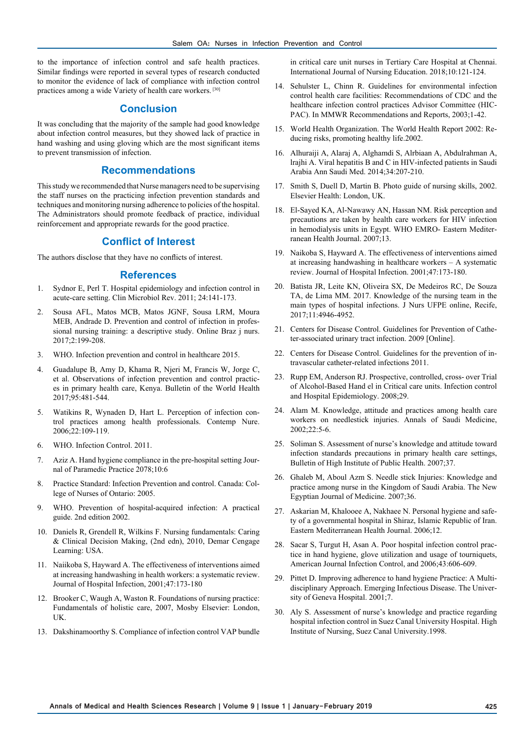to the importance of infection control and safe health practices. Similar findings were reported in several types of research conducted to monitor the evidence of lack of compliance with infection control practices among a wide Variety of health care workers. [30]

## Conclusion

It was concluding that the majority of the sample had good knowledge about infection control measures, but they showed lack of practice in hand washing and using gloving which are the most significant items to prevent transmission of infection.

## Recommendations

This study we recommended that Nurse managers need to be supervising the staff nurses on the practicing infection prevention standards and techniques and monitoring nursing adherence to policies of the hospital. The Administrators should promote feedback of practice, individual reinforcement and appropriate rewards for the good practice.

## Conflict of Interest

The authors disclose that they have no conflicts of interest.

## References

1. Sydnor E, Perl T. Hospital epidemiology and infection control in acute-care setting. Clin Microbiol Rev. 2011; 24:141-173.
2. Sousa AFL, Matos MCB, Matos JGNF, Sousa LRM, Moura MEB, Andrade D. Prevention and control of infection in professional nursing training: a descriptive study. Online Braz j nurs. 2017;2:199-208.
3. WHO. Infection prevention and control in healthcare 2015.
4. Guadalupe B, Amy D, Khama R, Njeri M, Francis W, Jorge C, et al. Observations of infection prevention and control practices in primary health care, Kenya. Bulletin of the World Health 2017;95:481-544.
5. Watikins R, Wynaden D, Hart L. Perception of infection control practices among health professionals. Contemp Nure. 2006;22:109-119.
6. WHO. Infection Control. 2011.
7. Aziz A. Hand hygiene compliance in the pre-hospital setting Journal of Paramedic Practice 2078;10:6
8. Practice Standard: Infection Prevention and control. Canada: College of Nurses of Ontario: 2005.
9. WHO. Prevention of hospital-acquired infection: A practical guide. 2nd edition 2002.
10. Daniels R, Grendell R, Wilkins F. Nursing fundamentals: Caring & Clinical Decision Making, (2nd edn), 2010, Demar Cengage Learning: USA.
11. Naiikoba S, Hayward A. The effectiveness of interventions aimed at increasing handwashing in health workers: a systematic review. Journal of Hospital Infection, 2001;47:173-180
12. Brooker C, Waugh A, Waston R. Foundations of nursing practice: Fundamentals of holistic care, 2007, Mosby Elsevier: London, UK.
13. Dakshinamoorthy S. Compliance of infection control VAP bundle in critical care unit nurses in Tertiary Care Hospital at Chennai. International Journal of Nursing Education. 2018;10:121-124.
14. Sehulster L, Chinn R. Guidelines for environmental infection control health care facilities: Recommendations of CDC and the healthcare infection control practices Advisor Committee (HICPAC). In MMWR Recommendations and Reports, 2003;1-42.
15. World Health Organization. The World Health Report 2002: Reducing risks, promoting healthy life.2002.
16. Alhuraiji A, Alaraj A, Alghamdi S, Alrbiaan A, Abdulrahman A, lrajhi A. Viral hepatitis B and C in HIV-infected patients in Saudi Arabia Ann Saudi Med. 2014;34:207-210.
17. Smith S, Duell D, Martin B. Photo guide of nursing skills, 2002. Elsevier Health: London, UK.
18. El-Sayed KA, Al-Nawawy AN, Hassan NM. Risk perception and precautions are taken by health care workers for HIV infection in hemodialysis units in Egypt. WHO EMRO- Eastern Mediterranean Health Journal. 2007;13.
19. Naikoba S, Hayward A. The effectiveness of interventions aimed at increasing handwashing in healthcare workers – A systematic review. Journal of Hospital Infection. 2001;47:173-180.
20. Batista JR, Leite KN, Oliveira SX, De Medeiros RC, De Souza TA, de Lima MM. 2017. Knowledge of the nursing team in the main types of hospital infections. J Nurs UFPE online, Recife, 2017;11:4946-4952.
21. Centers for Disease Control. Guidelines for Prevention of Catheter-associated urinary tract infection. 2009 [Online].
22. Centers for Disease Control. Guidelines for the prevention of intravascular catheter-related infections 2011.
23. Rupp EM, Anderson RJ. Prospective, controlled, cross- over Trial of Alcohol-Based Hand el in Critical care units. Infection control and Hospital Epidemiology. 2008;29.
24. Alam M. Knowledge, attitude and practices among health care workers on needlestick injuries. Annals of Saudi Medicine, 2002;22:5-6.
25. Soliman S. Assessment of nurse's knowledge and attitude toward infection standards precautions in primary health care settings, Bulletin of High Institute of Public Health. 2007;37.
26. Ghaleb M, Aboul Azm S. Needle stick Injuries: Knowledge and practice among nurse in the Kingdom of Saudi Arabia. The New Egyptian Journal of Medicine. 2007;36.
27. Askarian M, Khalooee A, Nakhaee N. Personal hygiene and safety of a governmental hospital in Shiraz, Islamic Republic of Iran. Eastern Mediterranean Health Journal. 2006;12.
28. Sacar S, Turgut H, Asan A. Poor hospital infection control practice in hand hygiene, glove utilization and usage of tourniquets, American Journal Infection Control, and 2006;43:606-609.
29. Pittet D. Improving adherence to hand hygiene Practice: A Multidisciplinary Approach. Emerging Infectious Disease. The University of Geneva Hospital. 2001;7.
30. Aly S. Assessment of nurse's knowledge and practice regarding hospital infection control in Suez Canal University Hospital. High Institute of Nursing, Suez Canal University.1998.